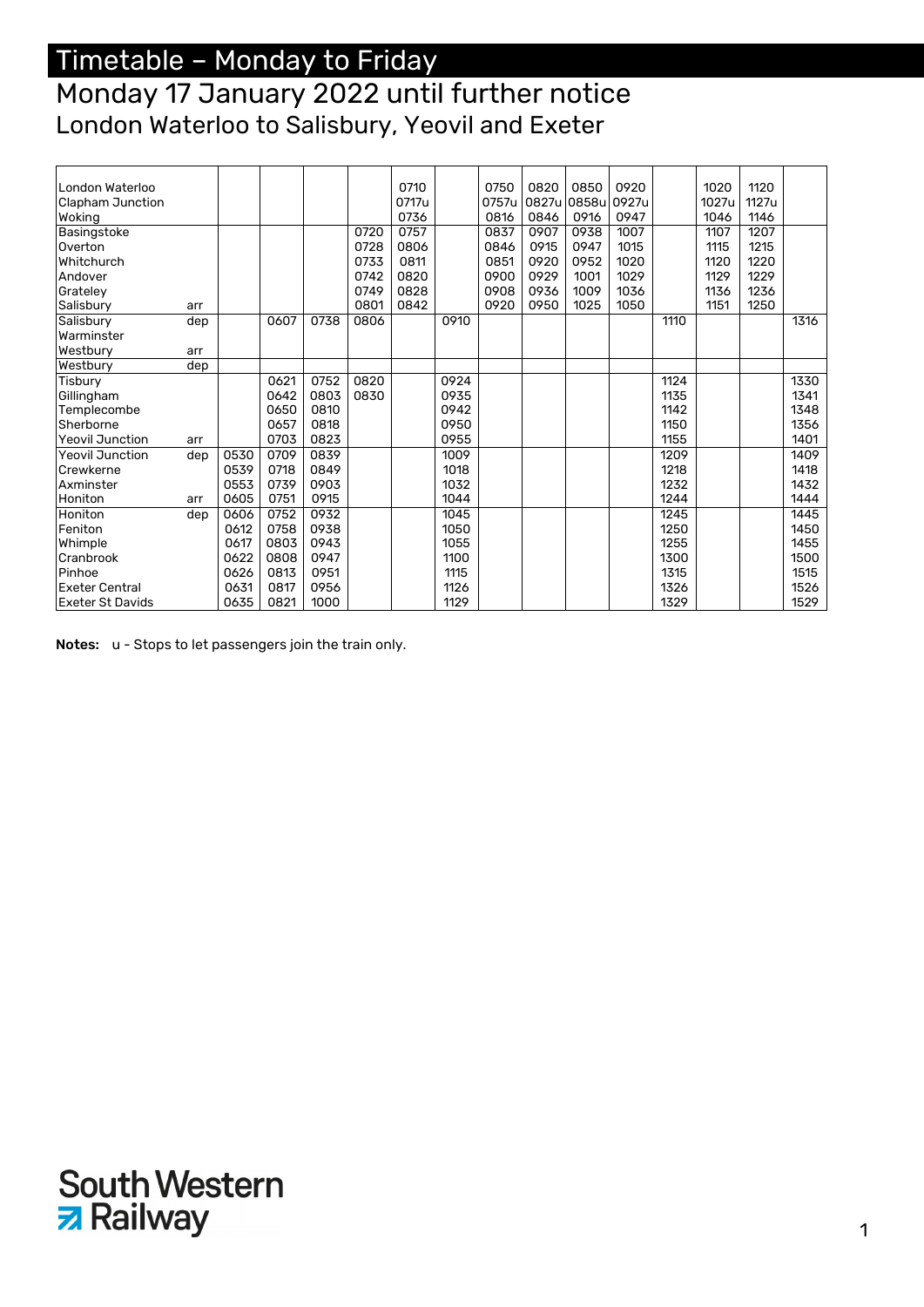# Timetable – Monday to Friday

## Monday 17 January 2022 until further notice

### London Waterloo to Salisbury, Yeovil and Exeter

| Station | | | | | | | | | | | | | | | |
|---|---|---|---|---|---|---|---|---|---|---|---|---|---|---|---|
| London Waterloo | | | | | | 0710 | | 0750 | 0820 | 0850 | 0920 | | 1020 | 1120 | |
| Clapham Junction | | | | | | 0717u | | 0757u | 0827u | 0858u | 0927u | | 1027u | 1127u | |
| Woking | | | | | | 0736 | | 0816 | 0846 | 0916 | 0947 | | 1046 | 1146 | |
| Basingstoke | | | | | 0720 | 0757 | | 0837 | 0907 | 0938 | 1007 | | 1107 | 1207 | |
| Overton | | | | | 0728 | 0806 | | 0846 | 0915 | 0947 | 1015 | | 1115 | 1215 | |
| Whitchurch | | | | | 0733 | 0811 | | 0851 | 0920 | 0952 | 1020 | | 1120 | 1220 | |
| Andover | | | | | 0742 | 0820 | | 0900 | 0929 | 1001 | 1029 | | 1129 | 1229 | |
| Grateley | | | | | 0749 | 0828 | | 0908 | 0936 | 1009 | 1036 | | 1136 | 1236 | |
| Salisbury | arr | | | | 0801 | 0842 | | 0920 | 0950 | 1025 | 1050 | | 1151 | 1250 | |
| Salisbury | dep | | 0607 | 0738 | 0806 | | 0910 | | | | | 1110 | | | 1316 |
| Warminster | | | | | | | | | | | | | | | |
| Westbury | arr | | | | | | | | | | | | | | |
| Westbury | dep | | | | | | | | | | | | | | |
| Tisbury | | | 0621 | 0752 | 0820 | | 0924 | | | | | 1124 | | | 1330 |
| Gillingham | | | 0642 | 0803 | 0830 | | 0935 | | | | | 1135 | | | 1341 |
| Templecombe | | | 0650 | 0810 | | | 0942 | | | | | 1142 | | | 1348 |
| Sherborne | | | 0657 | 0818 | | | 0950 | | | | | 1150 | | | 1356 |
| Yeovil Junction | arr | | 0703 | 0823 | | | 0955 | | | | | 1155 | | | 1401 |
| Yeovil Junction | dep | 0530 | 0709 | 0839 | | | 1009 | | | | | 1209 | | | 1409 |
| Crewkerne | | 0539 | 0718 | 0849 | | | 1018 | | | | | 1218 | | | 1418 |
| Axminster | | 0553 | 0739 | 0903 | | | 1032 | | | | | 1232 | | | 1432 |
| Honiton | arr | 0605 | 0751 | 0915 | | | 1044 | | | | | 1244 | | | 1444 |
| Honiton | dep | 0606 | 0752 | 0932 | | | 1045 | | | | | 1245 | | | 1445 |
| Feniton | | 0612 | 0758 | 0938 | | | 1050 | | | | | 1250 | | | 1450 |
| Whimple | | 0617 | 0803 | 0943 | | | 1055 | | | | | 1255 | | | 1455 |
| Cranbrook | | 0622 | 0808 | 0947 | | | 1100 | | | | | 1300 | | | 1500 |
| Pinhoe | | 0626 | 0813 | 0951 | | | 1115 | | | | | 1315 | | | 1515 |
| Exeter Central | | 0631 | 0817 | 0956 | | | 1126 | | | | | 1326 | | | 1526 |
| Exeter St Davids | | 0635 | 0821 | 1000 | | | 1129 | | | | | 1329 | | | 1529 |

**Notes:** u - Stops to let passengers join the train only.

South Western Railway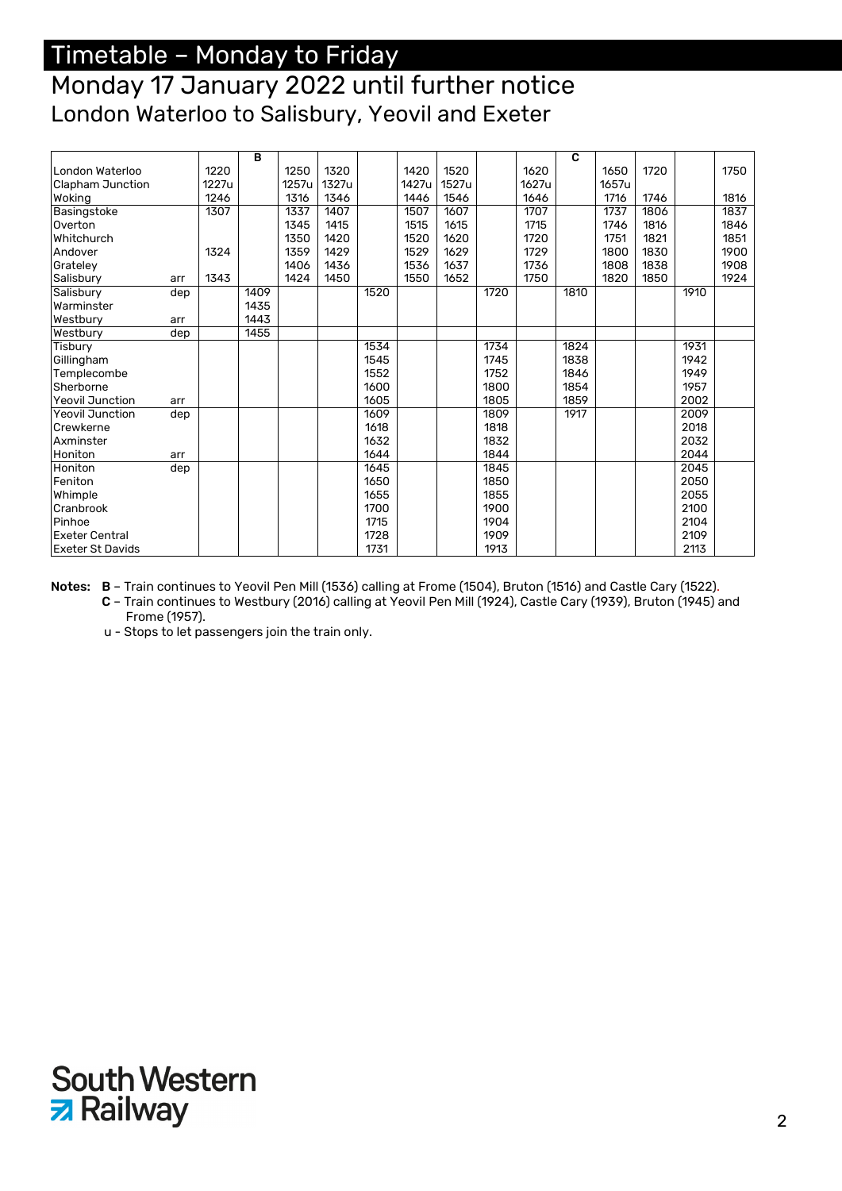# Timetable – Monday to Friday

## Monday 17 January 2022 until further notice

### London Waterloo to Salisbury, Yeovil and Exeter

| | | | B | | | | | | | | C | | | | |
|---|---|---|---|---|---|---|---|---|---|---|---|---|---|---|---|
| London Waterloo | | 1220 | | 1250 | 1320 | | 1420 | 1520 | | 1620 | | 1650 | 1720 | | 1750 |
| Clapham Junction | | 1227u | | 1257u | 1327u | | 1427u | 1527u | | 1627u | | 1657u | | | |
| Woking | | 1246 | | 1316 | 1346 | | 1446 | 1546 | | 1646 | | 1716 | 1746 | | 1816 |
| Basingstoke | | 1307 | | 1337 | 1407 | | 1507 | 1607 | | 1707 | | 1737 | 1806 | | 1837 |
| Overton | | | | 1345 | 1415 | | 1515 | 1615 | | 1715 | | 1746 | 1816 | | 1846 |
| Whitchurch | | | | 1350 | 1420 | | 1520 | 1620 | | 1720 | | 1751 | 1821 | | 1851 |
| Andover | | 1324 | | 1359 | 1429 | | 1529 | 1629 | | 1729 | | 1800 | 1830 | | 1900 |
| Grateley | | | | 1406 | 1436 | | 1536 | 1637 | | 1736 | | 1808 | 1838 | | 1908 |
| Salisbury | arr | 1343 | | 1424 | 1450 | | 1550 | 1652 | | 1750 | | 1820 | 1850 | | 1924 |
| Salisbury | dep | | 1409 | | | 1520 | | | 1720 | | 1810 | | | 1910 | |
| Warminster | | | 1435 | | | | | | | | | | | | |
| Westbury | arr | | 1443 | | | | | | | | | | | | |
| Westbury | dep | | 1455 | | | | | | | | | | | | |
| Tisbury | | | | | | 1534 | | | 1734 | | 1824 | | | 1931 | |
| Gillingham | | | | | | 1545 | | | 1745 | | 1838 | | | 1942 | |
| Templecombe | | | | | | 1552 | | | 1752 | | 1846 | | | 1949 | |
| Sherborne | | | | | | 1600 | | | 1800 | | 1854 | | | 1957 | |
| Yeovil Junction | arr | | | | | 1605 | | | 1805 | | 1859 | | | 2002 | |
| Yeovil Junction | dep | | | | | 1609 | | | 1809 | | 1917 | | | 2009 | |
| Crewkerne | | | | | | 1618 | | | 1818 | | | | | 2018 | |
| Axminster | | | | | | 1632 | | | 1832 | | | | | 2032 | |
| Honiton | arr | | | | | 1644 | | | 1844 | | | | | 2044 | |
| Honiton | dep | | | | | 1645 | | | 1845 | | | | | 2045 | |
| Feniton | | | | | | 1650 | | | 1850 | | | | | 2050 | |
| Whimple | | | | | | 1655 | | | 1855 | | | | | 2055 | |
| Cranbrook | | | | | | 1700 | | | 1900 | | | | | 2100 | |
| Pinhoe | | | | | | 1715 | | | 1904 | | | | | 2104 | |
| Exeter Central | | | | | | 1728 | | | 1909 | | | | | 2109 | |
| Exeter St Davids | | | | | | 1731 | | | 1913 | | | | | 2113 | |

**Notes:** **B** – Train continues to Yeovil Pen Mill (1536) calling at Frome (1504), Bruton (1516) and Castle Cary (1522).
**C** – Train continues to Westbury (2016) calling at Yeovil Pen Mill (1924), Castle Cary (1939), Bruton (1945) and Frome (1957).
u - Stops to let passengers join the train only.

South Western Railway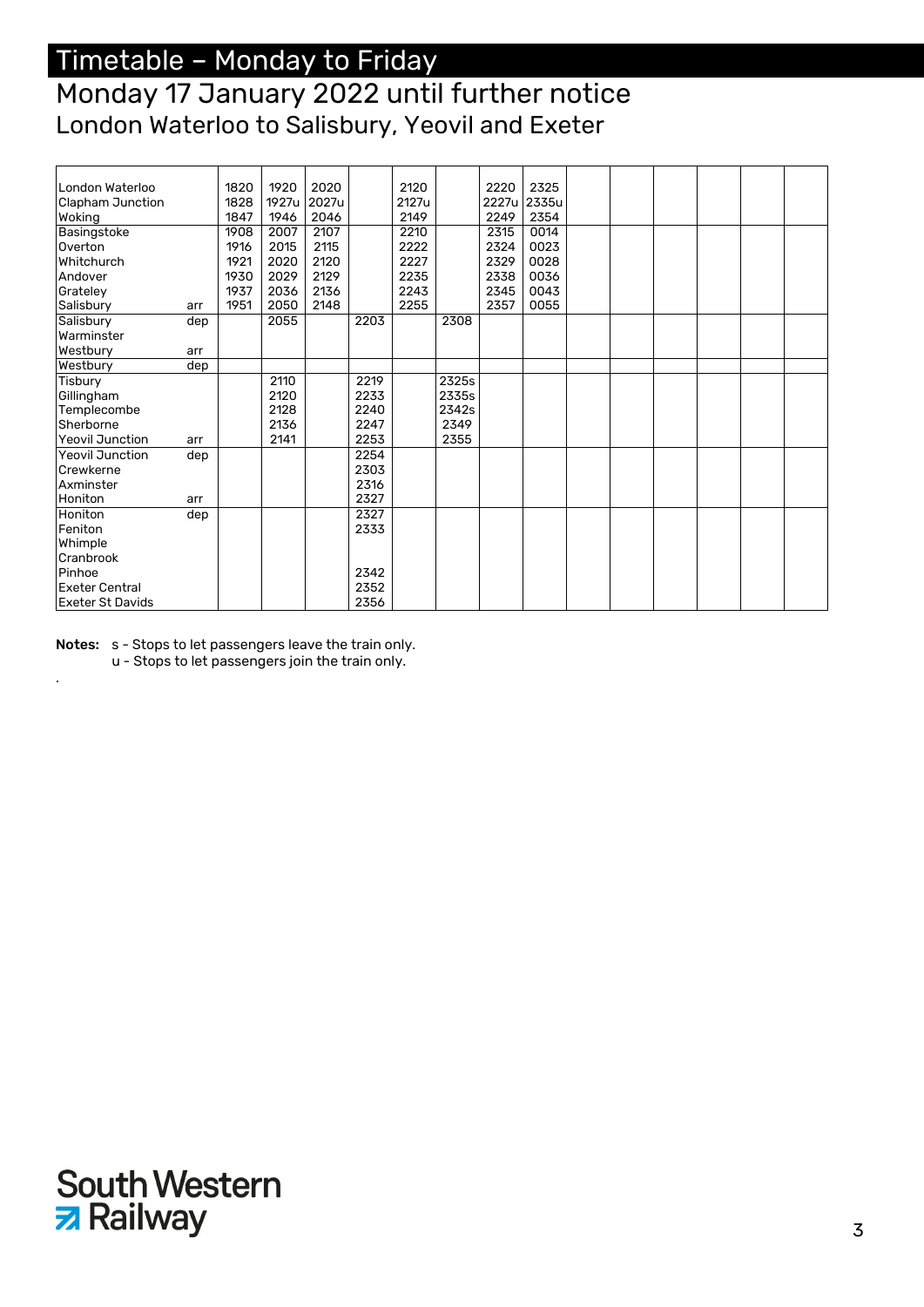# Timetable – Monday to Friday

## Monday 17 January 2022 until further notice

### London Waterloo to Salisbury, Yeovil and Exeter

| Station | | | | | | | | | | | | | | | |
|---|---|---|---|---|---|---|---|---|---|---|---|---|---|---|---|
| London Waterloo | | 1820 | 1920 | 2020 | | 2120 | | 2220 | 2325 | | | | | | |
| Clapham Junction | | 1828 | 1927u | 2027u | | 2127u | | 2227u | 2335u | | | | | | |
| Woking | | 1847 | 1946 | 2046 | | 2149 | | 2249 | 2354 | | | | | | |
| Basingstoke | | 1908 | 2007 | 2107 | | 2210 | | 2315 | 0014 | | | | | | |
| Overton | | 1916 | 2015 | 2115 | | 2222 | | 2324 | 0023 | | | | | | |
| Whitchurch | | 1921 | 2020 | 2120 | | 2227 | | 2329 | 0028 | | | | | | |
| Andover | | 1930 | 2029 | 2129 | | 2235 | | 2338 | 0036 | | | | | | |
| Grateley | | 1937 | 2036 | 2136 | | 2243 | | 2345 | 0043 | | | | | | |
| Salisbury | arr | 1951 | 2050 | 2148 | | 2255 | | 2357 | 0055 | | | | | | |
| Salisbury | dep | | 2055 | | 2203 | | 2308 | | | | | | | | |
| Warminster | | | | | | | | | | | | | | | |
| Westbury | arr | | | | | | | | | | | | | | |
| Westbury | dep | | | | | | | | | | | | | | |
| Tisbury | | | 2110 | | 2219 | | 2325s | | | | | | | | |
| Gillingham | | | 2120 | | 2233 | | 2335s | | | | | | | | |
| Templecombe | | | 2128 | | 2240 | | 2342s | | | | | | | | |
| Sherborne | | | 2136 | | 2247 | | 2349 | | | | | | | | |
| Yeovil Junction | arr | | 2141 | | 2253 | | 2355 | | | | | | | | |
| Yeovil Junction | dep | | | | 2254 | | | | | | | | | | |
| Crewkerne | | | | | 2303 | | | | | | | | | | |
| Axminster | | | | | 2316 | | | | | | | | | | |
| Honiton | arr | | | | 2327 | | | | | | | | | | |
| Honiton | dep | | | | 2327 | | | | | | | | | | |
| Feniton | | | | | 2333 | | | | | | | | | | |
| Whimple | | | | | | | | | | | | | | | |
| Cranbrook | | | | | | | | | | | | | | | |
| Pinhoe | | | | | 2342 | | | | | | | | | | |
| Exeter Central | | | | | 2352 | | | | | | | | | | |
| Exeter St Davids | | | | | 2356 | | | | | | | | | | |

**Notes:** s - Stops to let passengers leave the train only.
u - Stops to let passengers join the train only.

South Western Railway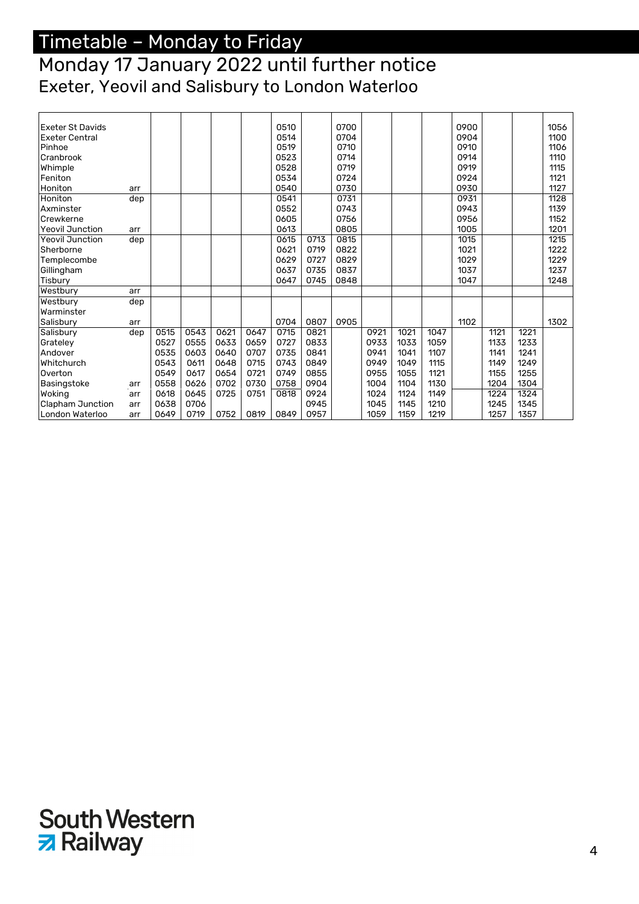# Timetable – Monday to Friday

## Monday 17 January 2022 until further notice

### Exeter, Yeovil and Salisbury to London Waterloo

| Station | | | | | | | | | | | | | | | |
|---|---|---|---|---|---|---|---|---|---|---|---|---|---|---|---|
| Exeter St Davids | | | | | | 0510 | | 0700 | | | | 0900 | | | 1056 |
| Exeter Central | | | | | | 0514 | | 0704 | | | | 0904 | | | 1100 |
| Pinhoe | | | | | | 0519 | | 0710 | | | | 0910 | | | 1106 |
| Cranbrook | | | | | | 0523 | | 0714 | | | | 0914 | | | 1110 |
| Whimple | | | | | | 0528 | | 0719 | | | | 0919 | | | 1115 |
| Feniton | | | | | | 0534 | | 0724 | | | | 0924 | | | 1121 |
| Honiton | arr | | | | | 0540 | | 0730 | | | | 0930 | | | 1127 |
| Honiton | dep | | | | | 0541 | | 0731 | | | | 0931 | | | 1128 |
| Axminster | | | | | | 0552 | | 0743 | | | | 0943 | | | 1139 |
| Crewkerne | | | | | | 0605 | | 0756 | | | | 0956 | | | 1152 |
| Yeovil Junction | arr | | | | | 0613 | | 0805 | | | | 1005 | | | 1201 |
| Yeovil Junction | dep | | | | | 0615 | 0713 | 0815 | | | | 1015 | | | 1215 |
| Sherborne | | | | | | 0621 | 0719 | 0822 | | | | 1021 | | | 1222 |
| Templecombe | | | | | | 0629 | 0727 | 0829 | | | | 1029 | | | 1229 |
| Gillingham | | | | | | 0637 | 0735 | 0837 | | | | 1037 | | | 1237 |
| Tisbury | | | | | | 0647 | 0745 | 0848 | | | | 1047 | | | 1248 |
| Westbury | arr | | | | | | | | | | | | | | |
| Westbury | dep | | | | | | | | | | | | | | |
| Warminster | | | | | | | | | | | | | | | |
| Salisbury | arr | | | | | 0704 | 0807 | 0905 | | | | 1102 | | | 1302 |
| Salisbury | dep | 0515 | 0543 | 0621 | 0647 | 0715 | 0821 | | 0921 | 1021 | 1047 | | 1121 | 1221 | |
| Grateley | | 0527 | 0555 | 0633 | 0659 | 0727 | 0833 | | 0933 | 1033 | 1059 | | 1133 | 1233 | |
| Andover | | 0535 | 0603 | 0640 | 0707 | 0735 | 0841 | | 0941 | 1041 | 1107 | | 1141 | 1241 | |
| Whitchurch | | 0543 | 0611 | 0648 | 0715 | 0743 | 0849 | | 0949 | 1049 | 1115 | | 1149 | 1249 | |
| Overton | | 0549 | 0617 | 0654 | 0721 | 0749 | 0855 | | 0955 | 1055 | 1121 | | 1155 | 1255 | |
| Basingstoke | arr | 0558 | 0626 | 0702 | 0730 | 0758 | 0904 | | 1004 | 1104 | 1130 | | 1204 | 1304 | |
| Woking | arr | 0618 | 0645 | 0725 | 0751 | 0818 | 0924 | | 1024 | 1124 | 1149 | | 1224 | 1324 | |
| Clapham Junction | arr | 0638 | 0706 | | | | 0945 | | 1045 | 1145 | 1210 | | 1245 | 1345 | |
| London Waterloo | arr | 0649 | 0719 | 0752 | 0819 | 0849 | 0957 | | 1059 | 1159 | 1219 | | 1257 | 1357 | |

South Western Railway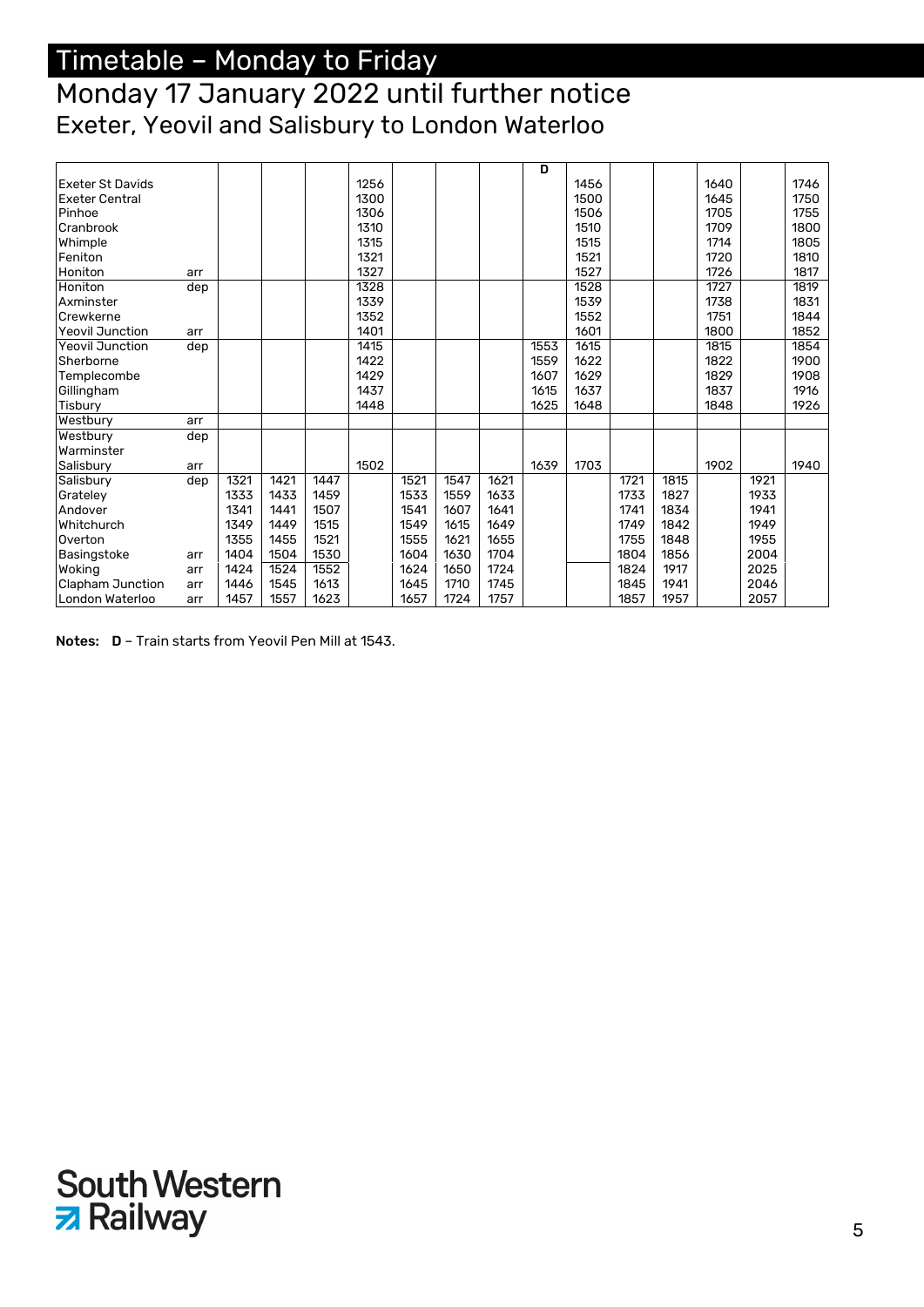# Timetable – Monday to Friday

## Monday 17 January 2022 until further notice

### Exeter, Yeovil and Salisbury to London Waterloo

| | | | | | | | | | D | | | | | | |
|---|---|---|---|---|---|---|---|---|---|---|---|---|---|---|---|
| Exeter St Davids | | | | | 1256 | | | | | 1456 | | | 1640 | | 1746 |
| Exeter Central | | | | | 1300 | | | | | 1500 | | | 1645 | | 1750 |
| Pinhoe | | | | | 1306 | | | | | 1506 | | | 1705 | | 1755 |
| Cranbrook | | | | | 1310 | | | | | 1510 | | | 1709 | | 1800 |
| Whimple | | | | | 1315 | | | | | 1515 | | | 1714 | | 1805 |
| Feniton | | | | | 1321 | | | | | 1521 | | | 1720 | | 1810 |
| Honiton | arr | | | | 1327 | | | | | 1527 | | | 1726 | | 1817 |
| Honiton | dep | | | | 1328 | | | | | 1528 | | | 1727 | | 1819 |
| Axminster | | | | | 1339 | | | | | 1539 | | | 1738 | | 1831 |
| Crewkerne | | | | | 1352 | | | | | 1552 | | | 1751 | | 1844 |
| Yeovil Junction | arr | | | | 1401 | | | | | 1601 | | | 1800 | | 1852 |
| Yeovil Junction | dep | | | | 1415 | | | | 1553 | 1615 | | | 1815 | | 1854 |
| Sherborne | | | | | 1422 | | | | 1559 | 1622 | | | 1822 | | 1900 |
| Templecombe | | | | | 1429 | | | | 1607 | 1629 | | | 1829 | | 1908 |
| Gillingham | | | | | 1437 | | | | 1615 | 1637 | | | 1837 | | 1916 |
| Tisbury | | | | | 1448 | | | | 1625 | 1648 | | | 1848 | | 1926 |
| Westbury | arr | | | | | | | | | | | | | | |
| Westbury | dep | | | | | | | | | | | | | | |
| Warminster | | | | | | | | | | | | | | | |
| Salisbury | arr | | | | 1502 | | | | 1639 | 1703 | | | 1902 | | 1940 |
| Salisbury | dep | 1321 | 1421 | 1447 | | 1521 | 1547 | 1621 | | | 1721 | 1815 | | 1921 | |
| Grateley | | 1333 | 1433 | 1459 | | 1533 | 1559 | 1633 | | | 1733 | 1827 | | 1933 | |
| Andover | | 1341 | 1441 | 1507 | | 1541 | 1607 | 1641 | | | 1741 | 1834 | | 1941 | |
| Whitchurch | | 1349 | 1449 | 1515 | | 1549 | 1615 | 1649 | | | 1749 | 1842 | | 1949 | |
| Overton | | 1355 | 1455 | 1521 | | 1555 | 1621 | 1655 | | | 1755 | 1848 | | 1955 | |
| Basingstoke | arr | 1404 | 1504 | 1530 | | 1604 | 1630 | 1704 | | | 1804 | 1856 | | 2004 | |
| Woking | arr | 1424 | 1524 | 1552 | | 1624 | 1650 | 1724 | | | 1824 | 1917 | | 2025 | |
| Clapham Junction | arr | 1446 | 1545 | 1613 | | 1645 | 1710 | 1745 | | | 1845 | 1941 | | 2046 | |
| London Waterloo | arr | 1457 | 1557 | 1623 | | 1657 | 1724 | 1757 | | | 1857 | 1957 | | 2057 | |

**Notes:** **D** – Train starts from Yeovil Pen Mill at 1543.

South Western Railway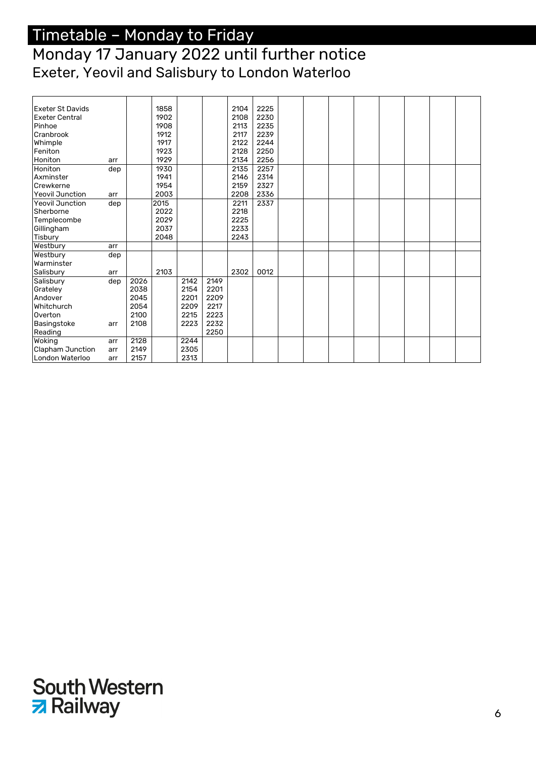# Timetable – Monday to Friday

## Monday 17 January 2022 until further notice

### Exeter, Yeovil and Salisbury to London Waterloo

| | | | | | | | | | | | | | | | | | |
|---|---|---|---|---|---|---|---|---|---|---|---|---|---|---|---|---|---|
| Exeter St Davids | | | 1858 | | | 2104 | 2225 | | | | | | | | | | |
| Exeter Central | | | 1902 | | | 2108 | 2230 | | | | | | | | | | |
| Pinhoe | | | 1908 | | | 2113 | 2235 | | | | | | | | | | |
| Cranbrook | | | 1912 | | | 2117 | 2239 | | | | | | | | | | |
| Whimple | | | 1917 | | | 2122 | 2244 | | | | | | | | | | |
| Feniton | | | 1923 | | | 2128 | 2250 | | | | | | | | | | |
| Honiton | arr | | 1929 | | | 2134 | 2256 | | | | | | | | | | |
| Honiton | dep | | 1930 | | | 2135 | 2257 | | | | | | | | | | |
| Axminster | | | 1941 | | | 2146 | 2314 | | | | | | | | | | |
| Crewkerne | | | 1954 | | | 2159 | 2327 | | | | | | | | | | |
| Yeovil Junction | arr | | 2003 | | | 2208 | 2336 | | | | | | | | | | |
| Yeovil Junction | dep | | 2015 | | | 2211 | 2337 | | | | | | | | | | |
| Sherborne | | | 2022 | | | 2218 | | | | | | | | | | | |
| Templecombe | | | 2029 | | | 2225 | | | | | | | | | | | |
| Gillingham | | | 2037 | | | 2233 | | | | | | | | | | | |
| Tisbury | | | 2048 | | | 2243 | | | | | | | | | | | |
| Westbury | arr | | | | | | | | | | | | | | | | |
| Westbury | dep | | | | | | | | | | | | | | | | |
| Warminster | | | | | | | | | | | | | | | | | |
| Salisbury | arr | | 2103 | | | 2302 | 0012 | | | | | | | | | | |
| Salisbury | dep | 2026 | | 2142 | 2149 | | | | | | | | | | | | |
| Grateley | | 2038 | | 2154 | 2201 | | | | | | | | | | | | |
| Andover | | 2045 | | 2201 | 2209 | | | | | | | | | | | | |
| Whitchurch | | 2054 | | 2209 | 2217 | | | | | | | | | | | | |
| Overton | | 2100 | | 2215 | 2223 | | | | | | | | | | | | |
| Basingstoke | arr | 2108 | | 2223 | 2232 | | | | | | | | | | | | |
| Reading | | | | | 2250 | | | | | | | | | | | | |
| Woking | arr | 2128 | | 2244 | | | | | | | | | | | | | |
| Clapham Junction | arr | 2149 | | 2305 | | | | | | | | | | | | | |
| London Waterloo | arr | 2157 | | 2313 | | | | | | | | | | | | | |

South Western Railway